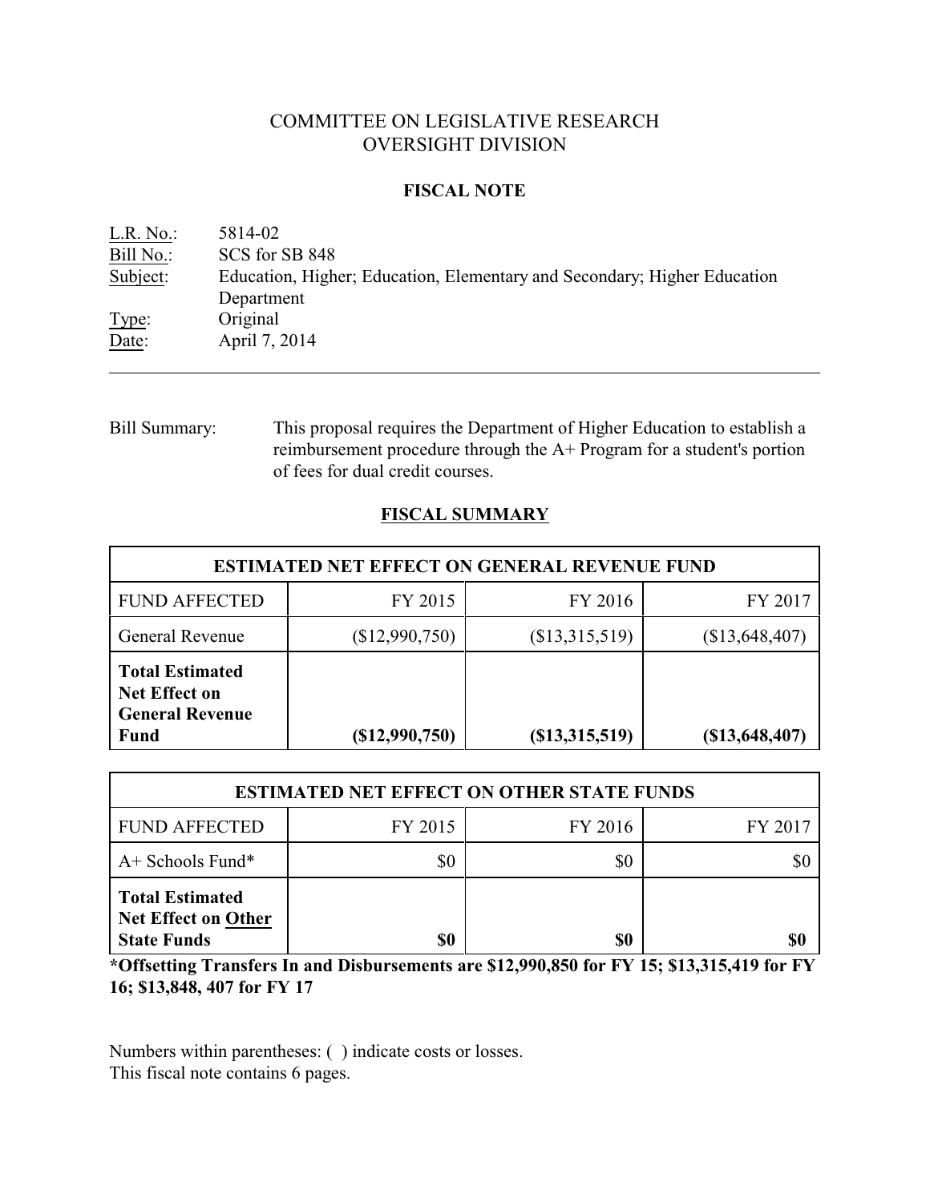# COMMITTEE ON LEGISLATIVE RESEARCH
# OVERSIGHT DIVISION

## FISCAL NOTE

L.R. No.: 5814-02
Bill No.: SCS for SB 848
Subject: Education, Higher; Education, Elementary and Secondary; Higher Education Department
Type: Original
Date: April 7, 2014

---

Bill Summary: This proposal requires the Department of Higher Education to establish a reimbursement procedure through the A+ Program for a student's portion of fees for dual credit courses.

## FISCAL SUMMARY

| ESTIMATED NET EFFECT ON GENERAL REVENUE FUND | | | |
|---|---|---|---|
| FUND AFFECTED | FY 2015 | FY 2016 | FY 2017 |
| General Revenue | ($12,990,750) | ($13,315,519) | ($13,648,407) |
| **Total Estimated Net Effect on General Revenue Fund** | **($12,990,750)** | **($13,315,519)** | **($13,648,407)** |

| ESTIMATED NET EFFECT ON OTHER STATE FUNDS | | | |
|---|---|---|---|
| FUND AFFECTED | FY 2015 | FY 2016 | FY 2017 |
| A+ Schools Fund* | $0 | $0 | $0 |
| **Total Estimated Net Effect on Other State Funds** | **$0** | **$0** | **$0** |

**\*Offsetting Transfers In and Disbursements are $12,990,850 for FY 15; $13,315,419 for FY 16; $13,848, 407 for FY 17**

Numbers within parentheses: ( ) indicate costs or losses.
This fiscal note contains 6 pages.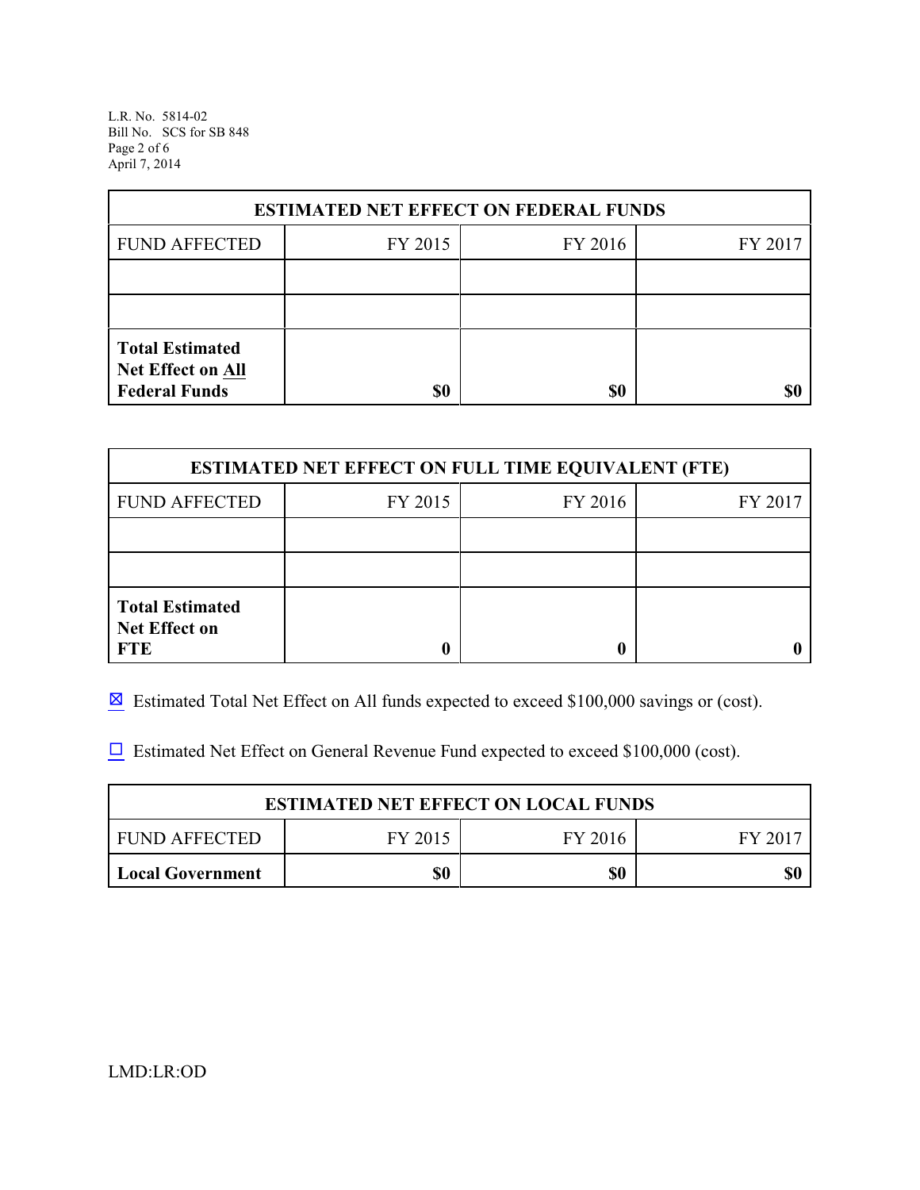| ESTIMATED NET EFFECT ON FEDERAL FUNDS | | | |
|---|---|---|---|
| FUND AFFECTED | FY 2015 | FY 2016 | FY 2017 |
| | | | |
| | | | |
| **Total Estimated Net Effect on All Federal Funds** | **$0** | **$0** | **$0** |

| ESTIMATED NET EFFECT ON FULL TIME EQUIVALENT (FTE) | | | |
|---|---|---|---|
| FUND AFFECTED | FY 2015 | FY 2016 | FY 2017 |
| | | | |
| | | | |
| **Total Estimated Net Effect on FTE** | **0** | **0** | **0** |

☒ Estimated Total Net Effect on All funds expected to exceed $100,000 savings or (cost).

☐ Estimated Net Effect on General Revenue Fund expected to exceed $100,000 (cost).

| ESTIMATED NET EFFECT ON LOCAL FUNDS | | | |
|---|---|---|---|
| FUND AFFECTED | FY 2015 | FY 2016 | FY 2017 |
| **Local Government** | **$0** | **$0** | **$0** |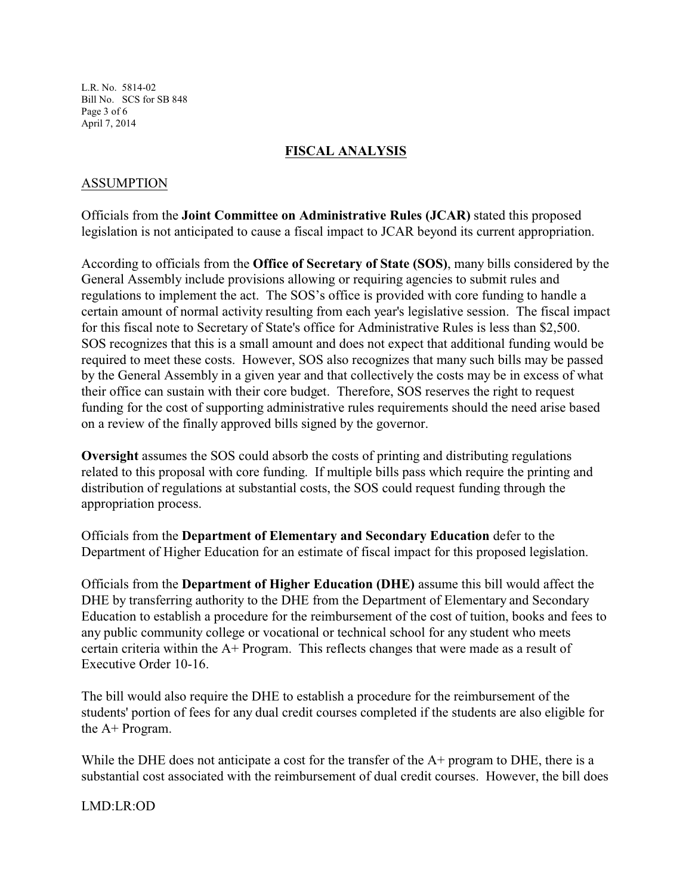## FISCAL ANALYSIS

### ASSUMPTION

Officials from the **Joint Committee on Administrative Rules (JCAR)** stated this proposed legislation is not anticipated to cause a fiscal impact to JCAR beyond its current appropriation.

According to officials from the **Office of Secretary of State (SOS)**, many bills considered by the General Assembly include provisions allowing or requiring agencies to submit rules and regulations to implement the act. The SOS's office is provided with core funding to handle a certain amount of normal activity resulting from each year's legislative session. The fiscal impact for this fiscal note to Secretary of State's office for Administrative Rules is less than $2,500. SOS recognizes that this is a small amount and does not expect that additional funding would be required to meet these costs. However, SOS also recognizes that many such bills may be passed by the General Assembly in a given year and that collectively the costs may be in excess of what their office can sustain with their core budget. Therefore, SOS reserves the right to request funding for the cost of supporting administrative rules requirements should the need arise based on a review of the finally approved bills signed by the governor.

**Oversight** assumes the SOS could absorb the costs of printing and distributing regulations related to this proposal with core funding. If multiple bills pass which require the printing and distribution of regulations at substantial costs, the SOS could request funding through the appropriation process.

Officials from the **Department of Elementary and Secondary Education** defer to the Department of Higher Education for an estimate of fiscal impact for this proposed legislation.

Officials from the **Department of Higher Education (DHE)** assume this bill would affect the DHE by transferring authority to the DHE from the Department of Elementary and Secondary Education to establish a procedure for the reimbursement of the cost of tuition, books and fees to any public community college or vocational or technical school for any student who meets certain criteria within the A+ Program. This reflects changes that were made as a result of Executive Order 10-16.

The bill would also require the DHE to establish a procedure for the reimbursement of the students' portion of fees for any dual credit courses completed if the students are also eligible for the A+ Program.

While the DHE does not anticipate a cost for the transfer of the A+ program to DHE, there is a substantial cost associated with the reimbursement of dual credit courses. However, the bill does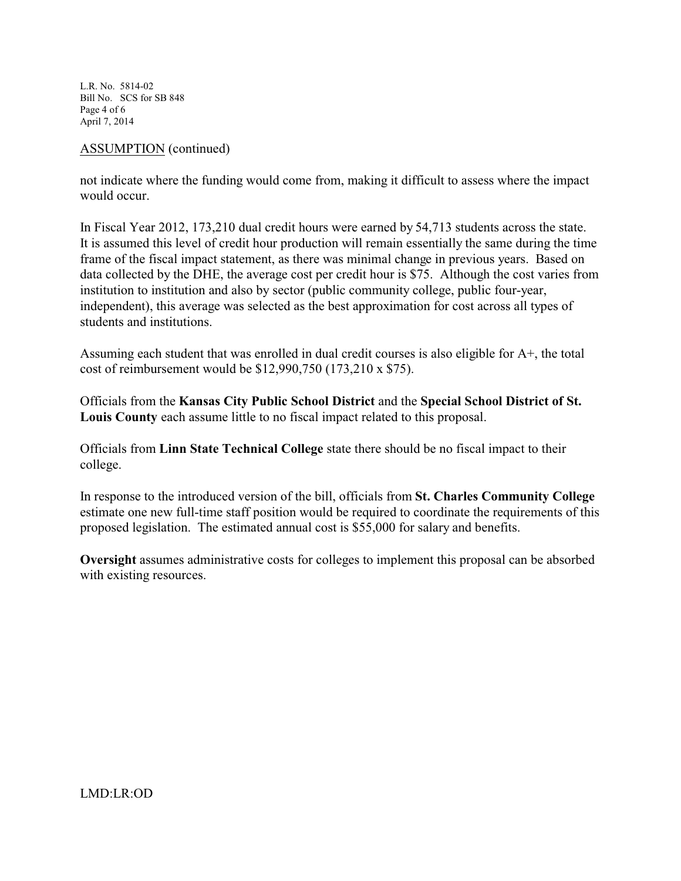ASSUMPTION (continued)

not indicate where the funding would come from, making it difficult to assess where the impact would occur.

In Fiscal Year 2012, 173,210 dual credit hours were earned by 54,713 students across the state. It is assumed this level of credit hour production will remain essentially the same during the time frame of the fiscal impact statement, as there was minimal change in previous years. Based on data collected by the DHE, the average cost per credit hour is $75. Although the cost varies from institution to institution and also by sector (public community college, public four-year, independent), this average was selected as the best approximation for cost across all types of students and institutions.

Assuming each student that was enrolled in dual credit courses is also eligible for A+, the total cost of reimbursement would be $12,990,750 (173,210 x $75).

Officials from the **Kansas City Public School District** and the **Special School District of St. Louis County** each assume little to no fiscal impact related to this proposal.

Officials from **Linn State Technical College** state there should be no fiscal impact to their college.

In response to the introduced version of the bill, officials from **St. Charles Community College** estimate one new full-time staff position would be required to coordinate the requirements of this proposed legislation. The estimated annual cost is $55,000 for salary and benefits.

**Oversight** assumes administrative costs for colleges to implement this proposal can be absorbed with existing resources.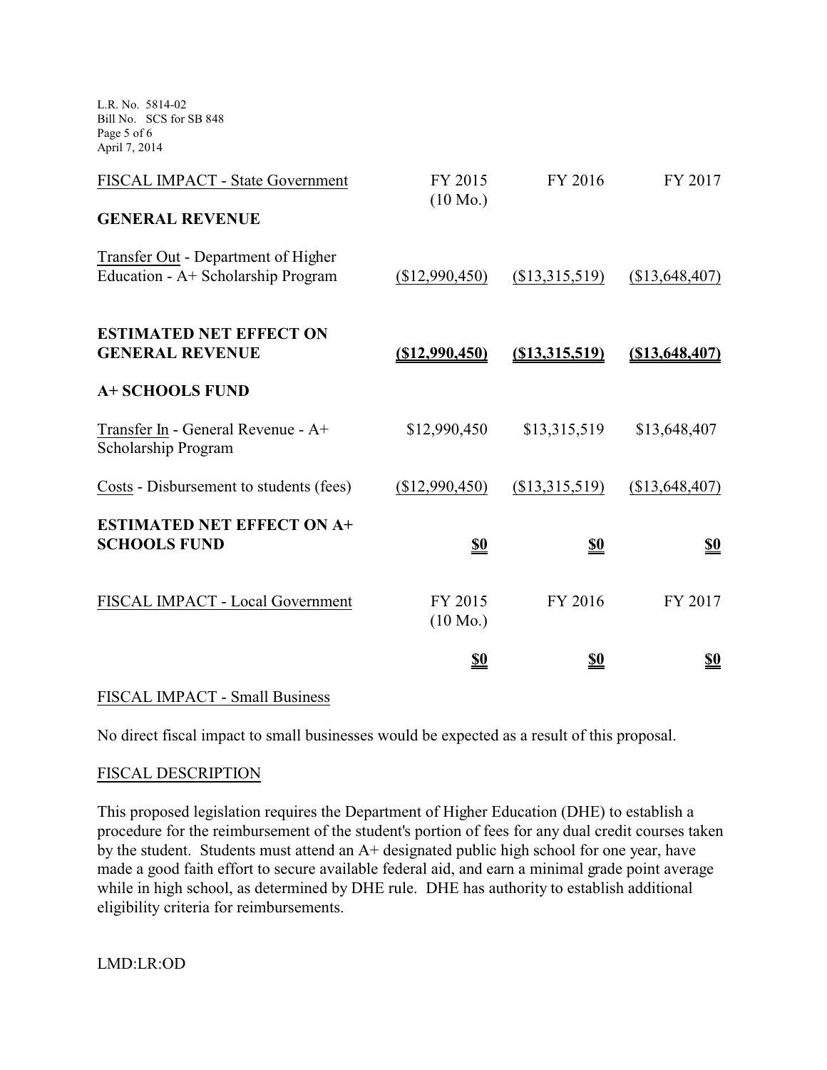| FISCAL IMPACT - State Government | FY 2015 (10 Mo.) | FY 2016 | FY 2017 |
|---|---|---|---|
| **GENERAL REVENUE** | | | |
| Transfer Out - Department of Higher Education - A+ Scholarship Program | ($12,990,450) | ($13,315,519) | ($13,648,407) |
| **ESTIMATED NET EFFECT ON GENERAL REVENUE** | **($12,990,450)** | **($13,315,519)** | **($13,648,407)** |
| **A+ SCHOOLS FUND** | | | |
| Transfer In - General Revenue - A+ Scholarship Program | $12,990,450 | $13,315,519 | $13,648,407 |
| Costs - Disbursement to students (fees) | ($12,990,450) | ($13,315,519) | ($13,648,407) |
| **ESTIMATED NET EFFECT ON A+ SCHOOLS FUND** | **$0** | **$0** | **$0** |

| FISCAL IMPACT - Local Government | FY 2015 (10 Mo.) | FY 2016 | FY 2017 |
|---|---|---|---|
| | **$0** | **$0** | **$0** |

FISCAL IMPACT - Small Business

No direct fiscal impact to small businesses would be expected as a result of this proposal.

FISCAL DESCRIPTION

This proposed legislation requires the Department of Higher Education (DHE) to establish a procedure for the reimbursement of the student's portion of fees for any dual credit courses taken by the student. Students must attend an A+ designated public high school for one year, have made a good faith effort to secure available federal aid, and earn a minimal grade point average while in high school, as determined by DHE rule. DHE has authority to establish additional eligibility criteria for reimbursements.

LMD:LR:OD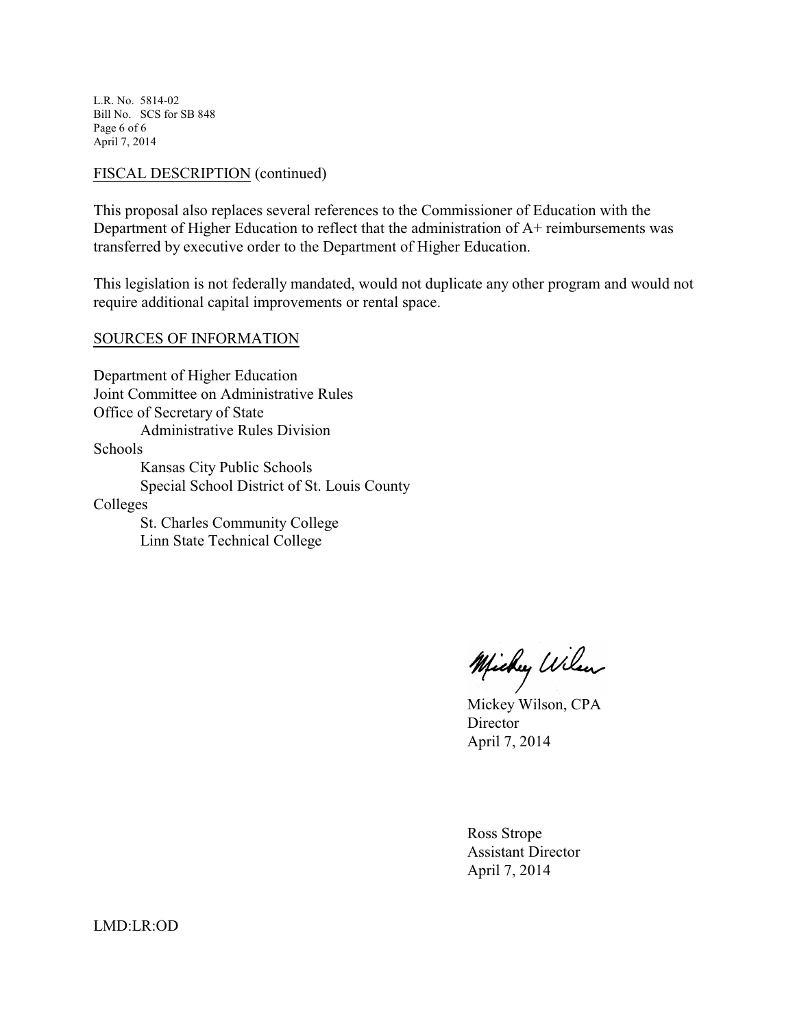FISCAL DESCRIPTION (continued)

This proposal also replaces several references to the Commissioner of Education with the Department of Higher Education to reflect that the administration of A+ reimbursements was transferred by executive order to the Department of Higher Education.

This legislation is not federally mandated, would not duplicate any other program and would not require additional capital improvements or rental space.

SOURCES OF INFORMATION

Department of Higher Education
Joint Committee on Administrative Rules
Office of Secretary of State
- Administrative Rules Division

Schools
- Kansas City Public Schools
- Special School District of St. Louis County

Colleges
- St. Charles Community College
- Linn State Technical College

Mickey Wilson, CPA
Director
April 7, 2014

Ross Strope
Assistant Director
April 7, 2014

LMD:LR:OD